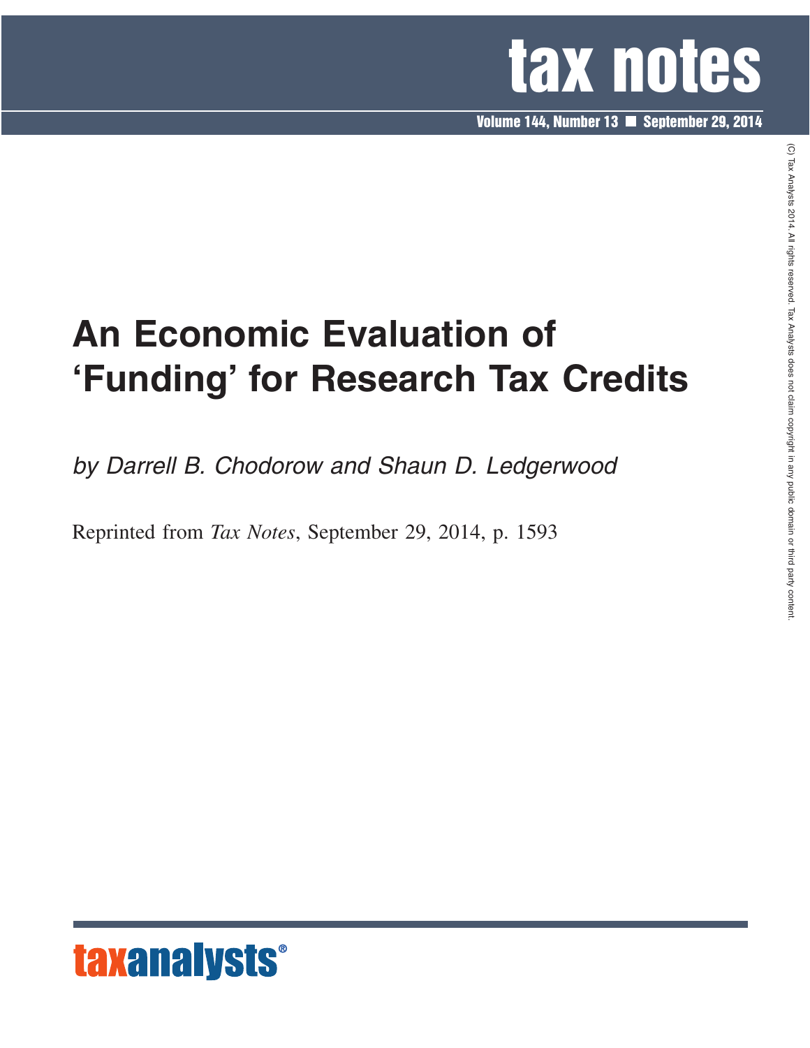# tax notes

Volume 144, Number 13 ■ September 29, 2014

# An Economic Evaluation of ‘Funding’ for Research Tax Credits

*by Darrell B. Chodorow and Shaun D. Ledgerwood*

Reprinted from *Tax Notes*, September 29, 2014, p. 1593

(C) Tax Analysts 2014. All rights reserved. Tax Analysts does not claim copyright in any public domain or third party content.

taxanalysts®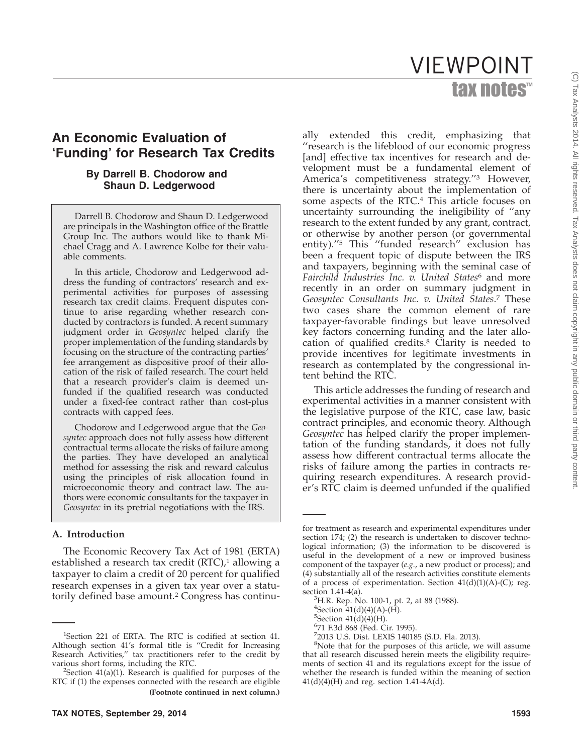# An Economic Evaluation of 'Funding' for Research Tax Credits

**By Darrell B. Chodorow and Shaun D. Ledgerwood**

Darrell B. Chodorow and Shaun D. Ledgerwood are principals in the Washington office of the Brattle Group Inc. The authors would like to thank Michael Cragg and A. Lawrence Kolbe for their valuable comments.

In this article, Chodorow and Ledgerwood address the funding of contractors' research and experimental activities for purposes of assessing research tax credit claims. Frequent disputes continue to arise regarding whether research conducted by contractors is funded. A recent summary judgment order in *Geosyntec* helped clarify the proper implementation of the funding standards by focusing on the structure of the contracting parties' fee arrangement as dispositive proof of their allocation of the risk of failed research. The court held that a research provider's claim is deemed unfunded if the qualified research was conducted under a fixed-fee contract rather than cost-plus contracts with capped fees.

Chodorow and Ledgerwood argue that the *Geosyntec* approach does not fully assess how different contractual terms allocate the risks of failure among the parties. They have developed an analytical method for assessing the risk and reward calculus using the principles of risk allocation found in microeconomic theory and contract law. The authors were economic consultants for the taxpayer in *Geosyntec* in its pretrial negotiations with the IRS.

## A. Introduction

The Economic Recovery Tax Act of 1981 (ERTA) established a research tax credit (RTC),[1] allowing a taxpayer to claim a credit of 20 percent for qualified research expenses in a given tax year over a statutorily defined base amount.[2] Congress has continually extended this credit, emphasizing that "research is the lifeblood of our economic progress [and] effective tax incentives for research and development must be a fundamental element of America's competitiveness strategy."[3] However, there is uncertainty about the implementation of some aspects of the RTC.[4] This article focuses on uncertainty surrounding the ineligibility of "any research to the extent funded by any grant, contract, or otherwise by another person (or governmental entity)."[5] This "funded research" exclusion has been a frequent topic of dispute between the IRS and taxpayers, beginning with the seminal case of *Fairchild Industries Inc. v. United States*[6] and more recently in an order on summary judgment in *Geosyntec Consultants Inc. v. United States*.[7] These two cases share the common element of rare taxpayer-favorable findings but leave unresolved key factors concerning funding and the later allocation of qualified credits.[8] Clarity is needed to provide incentives for legitimate investments in research as contemplated by the congressional intent behind the RTC.

This article addresses the funding of research and experimental activities in a manner consistent with the legislative purpose of the RTC, case law, basic contract principles, and economic theory. Although *Geosyntec* has helped clarify the proper implementation of the funding standards, it does not fully assess how different contractual terms allocate the risks of failure among the parties in contracts requiring research expenditures. A research provider's RTC claim is deemed unfunded if the qualified

---

[1] Section 221 of ERTA. The RTC is codified at section 41. Although section 41's formal title is "Credit for Increasing Research Activities," tax practitioners refer to the credit by various short forms, including the RTC.

[2] Section 41(a)(1). Research is qualified for purposes of the RTC if (1) the expenses connected with the research are eligible for treatment as research and experimental expenditures under section 174; (2) the research is undertaken to discover technological information; (3) the information to be discovered is useful in the development of a new or improved business component of the taxpayer (*e.g.*, a new product or process); and (4) substantially all of the research activities constitute elements of a process of experimentation. Section 41(d)(1)(A)-(C); reg. section 1.41-4(a).

[3] H.R. Rep. No. 100-1, pt. 2, at 88 (1988).

[4] Section 41(d)(4)(A)-(H).

[5] Section 41(d)(4)(H).

[6] 71 F.3d 868 (Fed. Cir. 1995).

[7] 2013 U.S. Dist. LEXIS 140185 (S.D. Fla. 2013).

[8] Note that for the purposes of this article, we will assume that all research discussed herein meets the eligibility requirements of section 41 and its regulations except for the issue of whether the research is funded within the meaning of section 41(d)(4)(H) and reg. section 1.41-4A(d).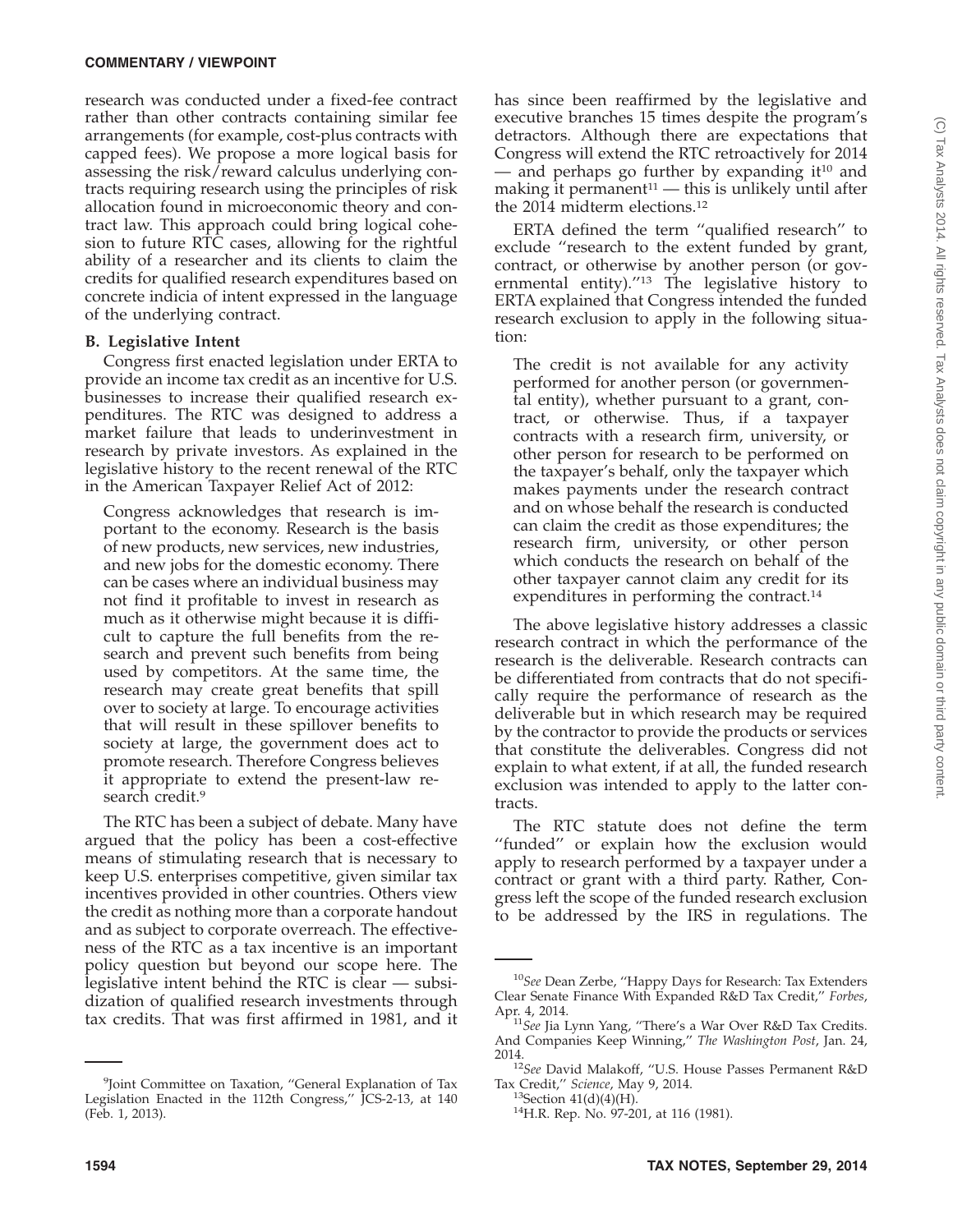research was conducted under a fixed-fee contract rather than other contracts containing similar fee arrangements (for example, cost-plus contracts with capped fees). We propose a more logical basis for assessing the risk/reward calculus underlying contracts requiring research using the principles of risk allocation found in microeconomic theory and contract law. This approach could bring logical cohesion to future RTC cases, allowing for the rightful ability of a researcher and its clients to claim the credits for qualified research expenditures based on concrete indicia of intent expressed in the language of the underlying contract.

### B. Legislative Intent

Congress first enacted legislation under ERTA to provide an income tax credit as an incentive for U.S. businesses to increase their qualified research expenditures. The RTC was designed to address a market failure that leads to underinvestment in research by private investors. As explained in the legislative history to the recent renewal of the RTC in the American Taxpayer Relief Act of 2012:

> Congress acknowledges that research is important to the economy. Research is the basis of new products, new services, new industries, and new jobs for the domestic economy. There can be cases where an individual business may not find it profitable to invest in research as much as it otherwise might because it is difficult to capture the full benefits from the research and prevent such benefits from being used by competitors. At the same time, the research may create great benefits that spill over to society at large. To encourage activities that will result in these spillover benefits to society at large, the government does act to promote research. Therefore Congress believes it appropriate to extend the present-law research credit.[9]

The RTC has been a subject of debate. Many have argued that the policy has been a cost-effective means of stimulating research that is necessary to keep U.S. enterprises competitive, given similar tax incentives provided in other countries. Others view the credit as nothing more than a corporate handout and as subject to corporate overreach. The effectiveness of the RTC as a tax incentive is an important policy question but beyond our scope here. The legislative intent behind the RTC is clear — subsidization of qualified research investments through tax credits. That was first affirmed in 1981, and it has since been reaffirmed by the legislative and executive branches 15 times despite the program's detractors. Although there are expectations that Congress will extend the RTC retroactively for 2014 — and perhaps go further by expanding it[10] and making it permanent[11] — this is unlikely until after the 2014 midterm elections.[12]

ERTA defined the term ''qualified research'' to exclude ''research to the extent funded by grant, contract, or otherwise by another person (or governmental entity).''[13] The legislative history to ERTA explained that Congress intended the funded research exclusion to apply in the following situation:

> The credit is not available for any activity performed for another person (or governmental entity), whether pursuant to a grant, contract, or otherwise. Thus, if a taxpayer contracts with a research firm, university, or other person for research to be performed on the taxpayer's behalf, only the taxpayer which makes payments under the research contract and on whose behalf the research is conducted can claim the credit as those expenditures; the research firm, university, or other person which conducts the research on behalf of the other taxpayer cannot claim any credit for its expenditures in performing the contract.[14]

The above legislative history addresses a classic research contract in which the performance of the research is the deliverable. Research contracts can be differentiated from contracts that do not specifically require the performance of research as the deliverable but in which research may be required by the contractor to provide the products or services that constitute the deliverables. Congress did not explain to what extent, if at all, the funded research exclusion was intended to apply to the latter contracts.

The RTC statute does not define the term ''funded'' or explain how the exclusion would apply to research performed by a taxpayer under a contract or grant with a third party. Rather, Congress left the scope of the funded research exclusion to be addressed by the IRS in regulations. The

---

[9]Joint Committee on Taxation, ''General Explanation of Tax Legislation Enacted in the 112th Congress,'' JCS-2-13, at 140 (Feb. 1, 2013).

[10]*See* Dean Zerbe, ''Happy Days for Research: Tax Extenders Clear Senate Finance With Expanded R&D Tax Credit,'' *Forbes*, Apr. 4, 2014.

[11]*See* Jia Lynn Yang, ''There's a War Over R&D Tax Credits. And Companies Keep Winning,'' *The Washington Post*, Jan. 24, 2014.

[12]*See* David Malakoff, ''U.S. House Passes Permanent R&D Tax Credit,'' *Science*, May 9, 2014.

[13]Section 41(d)(4)(H).

[14]H.R. Rep. No. 97-201, at 116 (1981).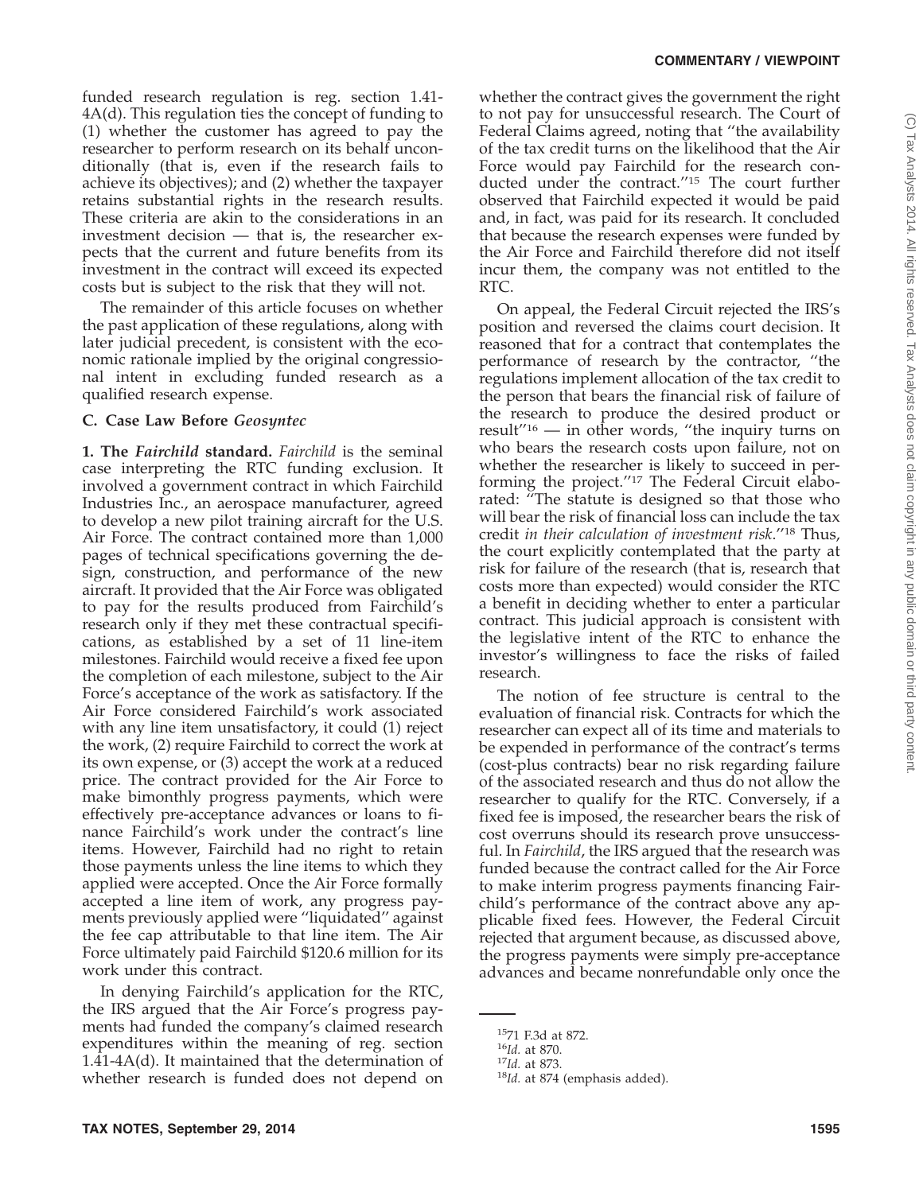funded research regulation is reg. section 1.41-4A(d). This regulation ties the concept of funding to (1) whether the customer has agreed to pay the researcher to perform research on its behalf unconditionally (that is, even if the research fails to achieve its objectives); and (2) whether the taxpayer retains substantial rights in the research results. These criteria are akin to the considerations in an investment decision — that is, the researcher expects that the current and future benefits from its investment in the contract will exceed its expected costs but is subject to the risk that they will not.

The remainder of this article focuses on whether the past application of these regulations, along with later judicial precedent, is consistent with the economic rationale implied by the original congressional intent in excluding funded research as a qualified research expense.

### C. Case Law Before *Geosyntec*

**1. The *Fairchild* standard.** *Fairchild* is the seminal case interpreting the RTC funding exclusion. It involved a government contract in which Fairchild Industries Inc., an aerospace manufacturer, agreed to develop a new pilot training aircraft for the U.S. Air Force. The contract contained more than 1,000 pages of technical specifications governing the design, construction, and performance of the new aircraft. It provided that the Air Force was obligated to pay for the results produced from Fairchild's research only if they met these contractual specifications, as established by a set of 11 line-item milestones. Fairchild would receive a fixed fee upon the completion of each milestone, subject to the Air Force's acceptance of the work as satisfactory. If the Air Force considered Fairchild's work associated with any line item unsatisfactory, it could (1) reject the work, (2) require Fairchild to correct the work at its own expense, or (3) accept the work at a reduced price. The contract provided for the Air Force to make bimonthly progress payments, which were effectively pre-acceptance advances or loans to finance Fairchild's work under the contract's line items. However, Fairchild had no right to retain those payments unless the line items to which they applied were accepted. Once the Air Force formally accepted a line item of work, any progress payments previously applied were "liquidated" against the fee cap attributable to that line item. The Air Force ultimately paid Fairchild $120.6 million for its work under this contract.

In denying Fairchild's application for the RTC, the IRS argued that the Air Force's progress payments had funded the company's claimed research expenditures within the meaning of reg. section 1.41-4A(d). It maintained that the determination of whether research is funded does not depend on whether the contract gives the government the right to not pay for unsuccessful research. The Court of Federal Claims agreed, noting that "the availability of the tax credit turns on the likelihood that the Air Force would pay Fairchild for the research conducted under the contract."[15] The court further observed that Fairchild expected it would be paid and, in fact, was paid for its research. It concluded that because the research expenses were funded by the Air Force and Fairchild therefore did not itself incur them, the company was not entitled to the RTC.

On appeal, the Federal Circuit rejected the IRS's position and reversed the claims court decision. It reasoned that for a contract that contemplates the performance of research by the contractor, "the regulations implement allocation of the tax credit to the person that bears the financial risk of failure of the research to produce the desired product or result"[16] — in other words, "the inquiry turns on who bears the research costs upon failure, not on whether the researcher is likely to succeed in performing the project."[17] The Federal Circuit elaborated: "The statute is designed so that those who will bear the risk of financial loss can include the tax credit *in their calculation of investment risk*."[18] Thus, the court explicitly contemplated that the party at risk for failure of the research (that is, research that costs more than expected) would consider the RTC a benefit in deciding whether to enter a particular contract. This judicial approach is consistent with the legislative intent of the RTC to enhance the investor's willingness to face the risks of failed research.

The notion of fee structure is central to the evaluation of financial risk. Contracts for which the researcher can expect all of its time and materials to be expended in performance of the contract's terms (cost-plus contracts) bear no risk regarding failure of the associated research and thus do not allow the researcher to qualify for the RTC. Conversely, if a fixed fee is imposed, the researcher bears the risk of cost overruns should its research prove unsuccessful. In *Fairchild*, the IRS argued that the research was funded because the contract called for the Air Force to make interim progress payments financing Fairchild's performance of the contract above any applicable fixed fees. However, the Federal Circuit rejected that argument because, as discussed above, the progress payments were simply pre-acceptance advances and became nonrefundable only once the

---

[15] 71 F.3d at 872.

[16] *Id.* at 870.

[17] *Id.* at 873.

[18] *Id.* at 874 (emphasis added).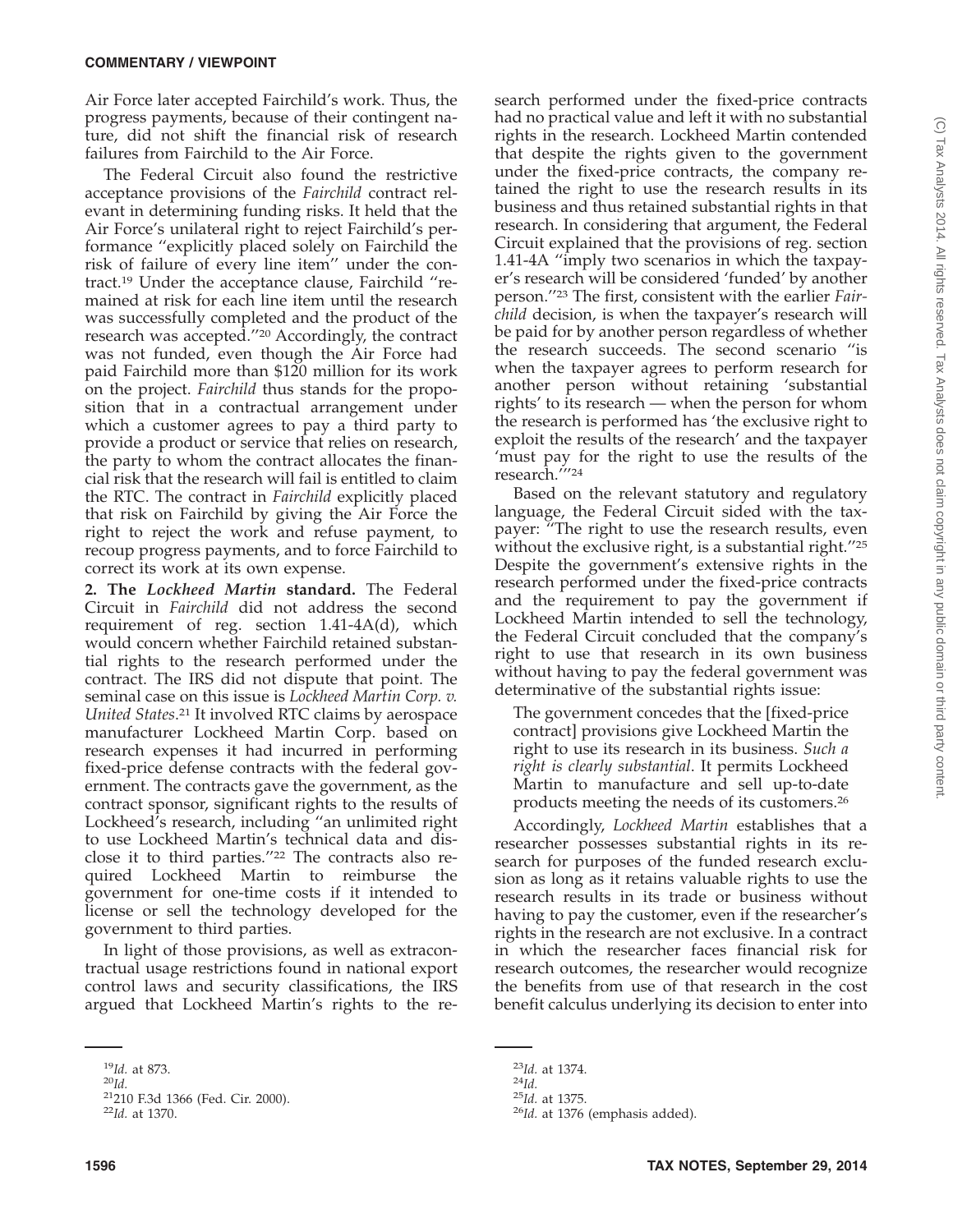Air Force later accepted Fairchild's work. Thus, the progress payments, because of their contingent nature, did not shift the financial risk of research failures from Fairchild to the Air Force.

The Federal Circuit also found the restrictive acceptance provisions of the *Fairchild* contract relevant in determining funding risks. It held that the Air Force's unilateral right to reject Fairchild's performance "explicitly placed solely on Fairchild the risk of failure of every line item" under the contract.[19] Under the acceptance clause, Fairchild "remained at risk for each line item until the research was successfully completed and the product of the research was accepted."[20] Accordingly, the contract was not funded, even though the Air Force had paid Fairchild more than $120 million for its work on the project. *Fairchild* thus stands for the proposition that in a contractual arrangement under which a customer agrees to pay a third party to provide a product or service that relies on research, the party to whom the contract allocates the financial risk that the research will fail is entitled to claim the RTC. The contract in *Fairchild* explicitly placed that risk on Fairchild by giving the Air Force the right to reject the work and refuse payment, to recoup progress payments, and to force Fairchild to correct its work at its own expense.

**2. The *Lockheed Martin* standard.** The Federal Circuit in *Fairchild* did not address the second requirement of reg. section 1.41-4A(d), which would concern whether Fairchild retained substantial rights to the research performed under the contract. The IRS did not dispute that point. The seminal case on this issue is *Lockheed Martin Corp. v. United States*.[21] It involved RTC claims by aerospace manufacturer Lockheed Martin Corp. based on research expenses it had incurred in performing fixed-price defense contracts with the federal government. The contracts gave the government, as the contract sponsor, significant rights to the results of Lockheed's research, including "an unlimited right to use Lockheed Martin's technical data and disclose it to third parties."[22] The contracts also required Lockheed Martin to reimburse the government for one-time costs if it intended to license or sell the technology developed for the government to third parties.

In light of those provisions, as well as extracontractual usage restrictions found in national export control laws and security classifications, the IRS argued that Lockheed Martin's rights to the research performed under the fixed-price contracts had no practical value and left it with no substantial rights in the research. Lockheed Martin contended that despite the rights given to the government under the fixed-price contracts, the company retained the right to use the research results in its business and thus retained substantial rights in that research. In considering that argument, the Federal Circuit explained that the provisions of reg. section 1.41-4A "imply two scenarios in which the taxpayer's research will be considered 'funded' by another person."[23] The first, consistent with the earlier *Fairchild* decision, is when the taxpayer's research will be paid for by another person regardless of whether the research succeeds. The second scenario "is when the taxpayer agrees to perform research for another person without retaining 'substantial rights' to its research — when the person for whom the research is performed has 'the exclusive right to exploit the results of the research' and the taxpayer 'must pay for the right to use the results of the research.'"[24]

Based on the relevant statutory and regulatory language, the Federal Circuit sided with the taxpayer: "The right to use the research results, even without the exclusive right, is a substantial right."[25] Despite the government's extensive rights in the research performed under the fixed-price contracts and the requirement to pay the government if Lockheed Martin intended to sell the technology, the Federal Circuit concluded that the company's right to use that research in its own business without having to pay the federal government was determinative of the substantial rights issue:

> The government concedes that the [fixed-price contract] provisions give Lockheed Martin the right to use its research in its business. *Such a right is clearly substantial*. It permits Lockheed Martin to manufacture and sell up-to-date products meeting the needs of its customers.[26]

Accordingly, *Lockheed Martin* establishes that a researcher possesses substantial rights in its research for purposes of the funded research exclusion as long as it retains valuable rights to use the research results in its trade or business without having to pay the customer, even if the researcher's rights in the research are not exclusive. In a contract in which the researcher faces financial risk for research outcomes, the researcher would recognize the benefits from use of that research in the cost benefit calculus underlying its decision to enter into

---

[19] *Id.* at 873.

[20] *Id.*

[21] 210 F.3d 1366 (Fed. Cir. 2000).

[22] *Id.* at 1370.

[23] *Id.* at 1374.

[24] *Id.*

[25] *Id.* at 1375.

[26] *Id.* at 1376 (emphasis added).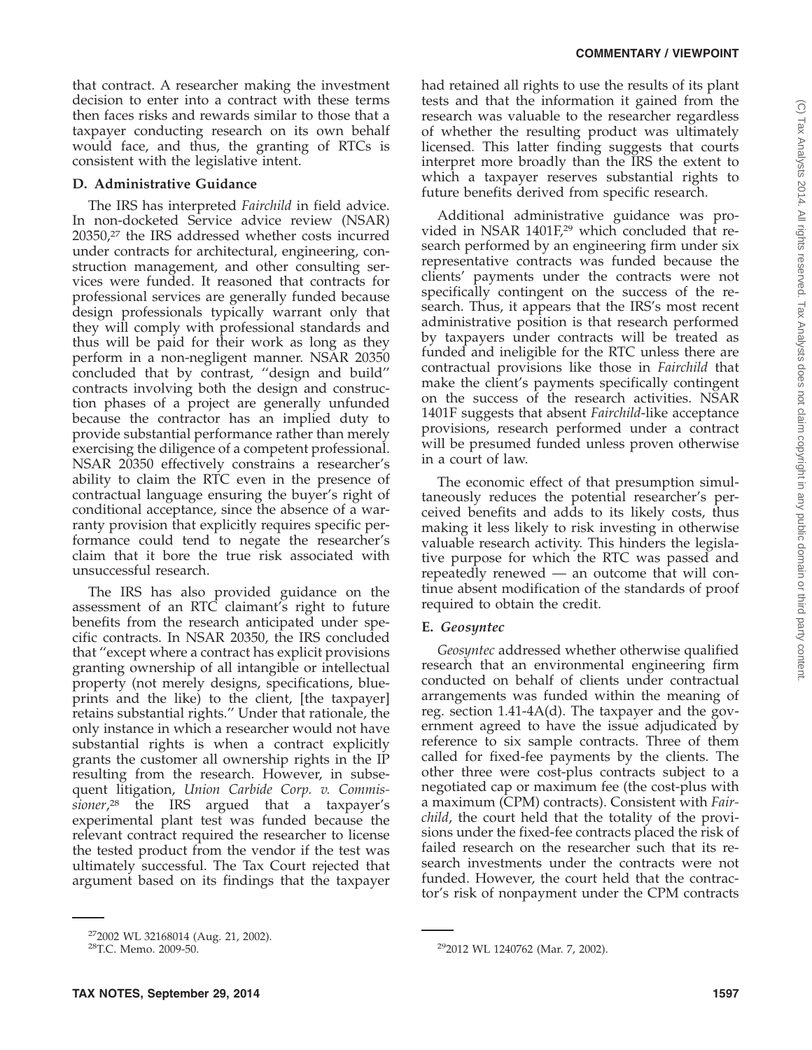that contract. A researcher making the investment decision to enter into a contract with these terms then faces risks and rewards similar to those that a taxpayer conducting research on its own behalf would face, and thus, the granting of RTCs is consistent with the legislative intent.

### D. Administrative Guidance

The IRS has interpreted *Fairchild* in field advice. In non-docketed Service advice review (NSAR) 20350,[27] the IRS addressed whether costs incurred under contracts for architectural, engineering, construction management, and other consulting services were funded. It reasoned that contracts for professional services are generally funded because design professionals typically warrant only that they will comply with professional standards and thus will be paid for their work as long as they perform in a non-negligent manner. NSAR 20350 concluded that by contrast, ''design and build'' contracts involving both the design and construction phases of a project are generally unfunded because the contractor has an implied duty to provide substantial performance rather than merely exercising the diligence of a competent professional. NSAR 20350 effectively constrains a researcher's ability to claim the RTC even in the presence of contractual language ensuring the buyer's right of conditional acceptance, since the absence of a warranty provision that explicitly requires specific performance could tend to negate the researcher's claim that it bore the true risk associated with unsuccessful research.

The IRS has also provided guidance on the assessment of an RTC claimant's right to future benefits from the research anticipated under specific contracts. In NSAR 20350, the IRS concluded that ''except where a contract has explicit provisions granting ownership of all intangible or intellectual property (not merely designs, specifications, blueprints and the like) to the client, [the taxpayer] retains substantial rights.'' Under that rationale, the only instance in which a researcher would not have substantial rights is when a contract explicitly grants the customer all ownership rights in the IP resulting from the research. However, in subsequent litigation, *Union Carbide Corp. v. Commissioner*,[28] the IRS argued that a taxpayer's experimental plant test was funded because the relevant contract required the researcher to license the tested product from the vendor if the test was ultimately successful. The Tax Court rejected that argument based on its findings that the taxpayer had retained all rights to use the results of its plant tests and that the information it gained from the research was valuable to the researcher regardless of whether the resulting product was ultimately licensed. This latter finding suggests that courts interpret more broadly than the IRS the extent to which a taxpayer reserves substantial rights to future benefits derived from specific research.

Additional administrative guidance was provided in NSAR 1401F,[29] which concluded that research performed by an engineering firm under six representative contracts was funded because the clients' payments under the contracts were not specifically contingent on the success of the research. Thus, it appears that the IRS's most recent administrative position is that research performed by taxpayers under contracts will be treated as funded and ineligible for the RTC unless there are contractual provisions like those in *Fairchild* that make the client's payments specifically contingent on the success of the research activities. NSAR 1401F suggests that absent *Fairchild*-like acceptance provisions, research performed under a contract will be presumed funded unless proven otherwise in a court of law.

The economic effect of that presumption simultaneously reduces the potential researcher's perceived benefits and adds to its likely costs, thus making it less likely to risk investing in otherwise valuable research activity. This hinders the legislative purpose for which the RTC was passed and repeatedly renewed — an outcome that will continue absent modification of the standards of proof required to obtain the credit.

### E. *Geosyntec*

*Geosyntec* addressed whether otherwise qualified research that an environmental engineering firm conducted on behalf of clients under contractual arrangements was funded within the meaning of reg. section 1.41-4A(d). The taxpayer and the government agreed to have the issue adjudicated by reference to six sample contracts. Three of them called for fixed-fee payments by the clients. The other three were cost-plus contracts subject to a negotiated cap or maximum fee (the cost-plus with a maximum (CPM) contracts). Consistent with *Fairchild*, the court held that the totality of the provisions under the fixed-fee contracts placed the risk of failed research on the researcher such that its research investments under the contracts were not funded. However, the court held that the contractor's risk of nonpayment under the CPM contracts

---

[27] 2002 WL 32168014 (Aug. 21, 2002).

[28] T.C. Memo. 2009-50.

[29] 2012 WL 1240762 (Mar. 7, 2002).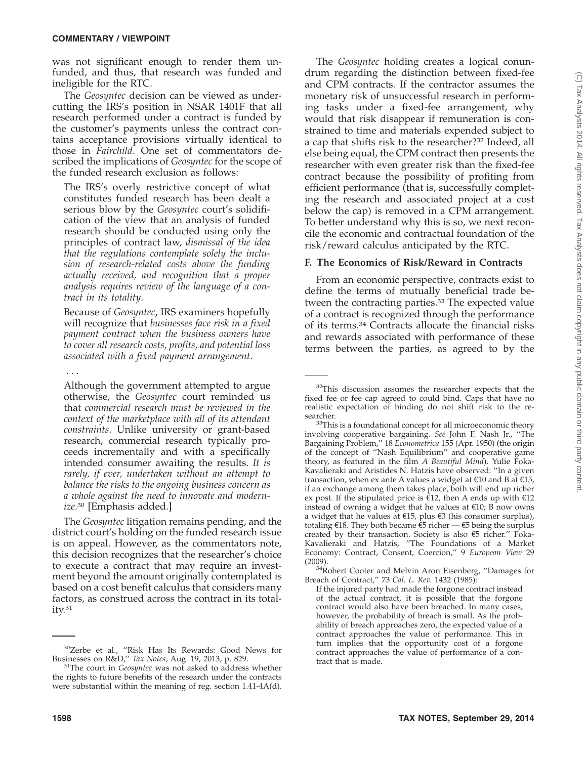was not significant enough to render them unfunded, and thus, that research was funded and ineligible for the RTC.

The *Geosyntec* decision can be viewed as undercutting the IRS's position in NSAR 1401F that all research performed under a contract is funded by the customer's payments unless the contract contains acceptance provisions virtually identical to those in *Fairchild*. One set of commentators described the implications of *Geosyntec* for the scope of the funded research exclusion as follows:

> The IRS's overly restrictive concept of what constitutes funded research has been dealt a serious blow by the *Geosyntec* court's solidification of the view that an analysis of funded research should be conducted using only the principles of contract law, *dismissal of the idea that the regulations contemplate solely the inclusion of research-related costs above the funding actually received, and recognition that a proper analysis requires review of the language of a contract in its totality*.
>
> Because of *Geosyntec*, IRS examiners hopefully will recognize that *businesses face risk in a fixed payment contract when the business owners have to cover all research costs, profits, and potential loss associated with a fixed payment arrangement*.
>
> . . .
>
> Although the government attempted to argue otherwise, the *Geosyntec* court reminded us that *commercial research must be reviewed in the context of the marketplace with all of its attendant constraints*. Unlike university or grant-based research, commercial research typically proceeds incrementally and with a specifically intended consumer awaiting the results. *It is rarely, if ever, undertaken without an attempt to balance the risks to the ongoing business concern as a whole against the need to innovate and modernize*.[30] [Emphasis added.]

The *Geosyntec* litigation remains pending, and the district court's holding on the funded research issue is on appeal. However, as the commentators note, this decision recognizes that the researcher's choice to execute a contract that may require an investment beyond the amount originally contemplated is based on a cost benefit calculus that considers many factors, as construed across the contract in its totality.[31]

The *Geosyntec* holding creates a logical conundrum regarding the distinction between fixed-fee and CPM contracts. If the contractor assumes the monetary risk of unsuccessful research in performing tasks under a fixed-fee arrangement, why would that risk disappear if remuneration is constrained to time and materials expended subject to a cap that shifts risk to the researcher?[32] Indeed, all else being equal, the CPM contract then presents the researcher with even greater risk than the fixed-fee contract because the possibility of profiting from efficient performance (that is, successfully completing the research and associated project at a cost below the cap) is removed in a CPM arrangement. To better understand why this is so, we next reconcile the economic and contractual foundation of the risk/reward calculus anticipated by the RTC.

### F. The Economics of Risk/Reward in Contracts

From an economic perspective, contracts exist to define the terms of mutually beneficial trade between the contracting parties.[33] The expected value of a contract is recognized through the performance of its terms.[34] Contracts allocate the financial risks and rewards associated with performance of these terms between the parties, as agreed to by the

---

[30] Zerbe et al., "Risk Has Its Rewards: Good News for Businesses on R&D," *Tax Notes*, Aug. 19, 2013, p. 829.

[31] The court in *Geosyntec* was not asked to address whether the rights to future benefits of the research under the contracts were substantial within the meaning of reg. section 1.41-4A(d).

[32] This discussion assumes the researcher expects that the fixed fee or fee cap agreed to could bind. Caps that have no realistic expectation of binding do not shift risk to the researcher.

[33] This is a foundational concept for all microeconomic theory involving cooperative bargaining. *See* John F. Nash Jr., "The Bargaining Problem," 18 *Econometrica* 155 (Apr. 1950) (the origin of the concept of "Nash Equilibrium" and cooperative game theory, as featured in the film *A Beautiful Mind*). Yulie Foka-Kavalieraki and Aristides N. Hatzis have observed: "In a given transaction, when ex ante A values a widget at €10 and B at €15, if an exchange among them takes place, both will end up richer ex post. If the stipulated price is €12, then A ends up with €12 instead of owning a widget that he values at €10; B now owns a widget that he values at €15, plus €3 (his consumer surplus), totaling €18. They both became €5 richer — €5 being the surplus created by their transaction. Society is also €5 richer." Foka-Kavalieraki and Hatzis, "The Foundations of a Market Economy: Contract, Consent, Coercion," 9 *European View* 29 (2009).

[34] Robert Cooter and Melvin Aron Eisenberg, "Damages for Breach of Contract," 73 *Cal. L. Rev.* 1432 (1985):

> If the injured party had made the forgone contract instead of the actual contract, it is possible that the forgone contract would also have been breached. In many cases, however, the probability of breach is small. As the probability of breach approaches zero, the expected value of a contract approaches the value of performance. This in turn implies that the opportunity cost of a forgone contract approaches the value of performance of a contract that is made.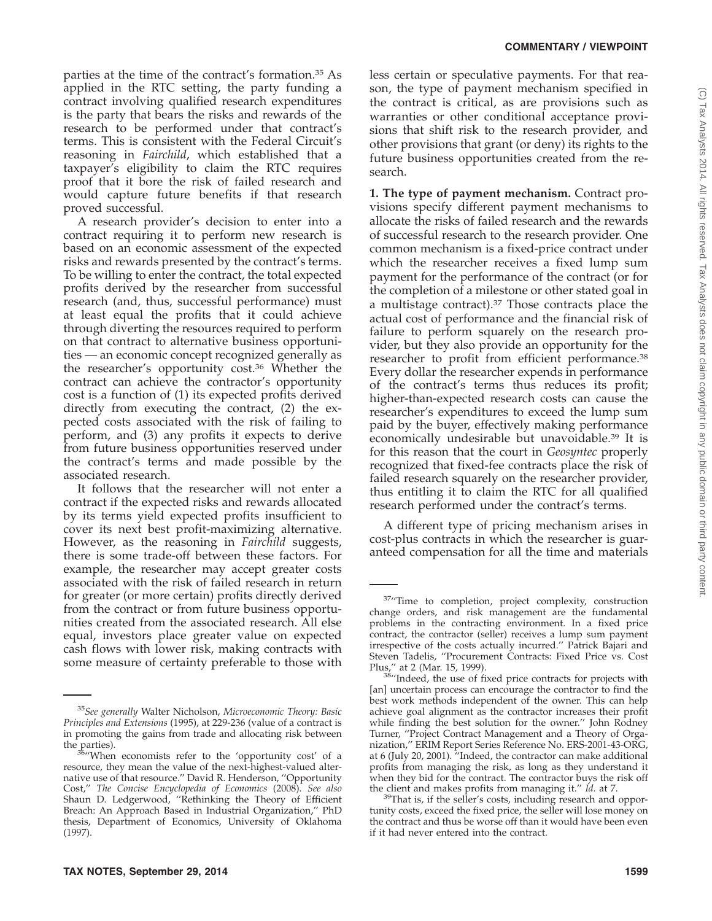parties at the time of the contract's formation.[35] As applied in the RTC setting, the party funding a contract involving qualified research expenditures is the party that bears the risks and rewards of the research to be performed under that contract's terms. This is consistent with the Federal Circuit's reasoning in *Fairchild*, which established that a taxpayer's eligibility to claim the RTC requires proof that it bore the risk of failed research and would capture future benefits if that research proved successful.

A research provider's decision to enter into a contract requiring it to perform new research is based on an economic assessment of the expected risks and rewards presented by the contract's terms. To be willing to enter the contract, the total expected profits derived by the researcher from successful research (and, thus, successful performance) must at least equal the profits that it could achieve through diverting the resources required to perform on that contract to alternative business opportunities — an economic concept recognized generally as the researcher's opportunity cost.[36] Whether the contract can achieve the contractor's opportunity cost is a function of (1) its expected profits derived directly from executing the contract, (2) the expected costs associated with the risk of failing to perform, and (3) any profits it expects to derive from future business opportunities reserved under the contract's terms and made possible by the associated research.

It follows that the researcher will not enter a contract if the expected risks and rewards allocated by its terms yield expected profits insufficient to cover its next best profit-maximizing alternative. However, as the reasoning in *Fairchild* suggests, there is some trade-off between these factors. For example, the researcher may accept greater costs associated with the risk of failed research in return for greater (or more certain) profits directly derived from the contract or from future business opportunities created from the associated research. All else equal, investors place greater value on expected cash flows with lower risk, making contracts with some measure of certainty preferable to those with less certain or speculative payments. For that reason, the type of payment mechanism specified in the contract is critical, as are provisions such as warranties or other conditional acceptance provisions that shift risk to the research provider, and other provisions that grant (or deny) its rights to the future business opportunities created from the research.

**1. The type of payment mechanism.** Contract provisions specify different payment mechanisms to allocate the risks of failed research and the rewards of successful research to the research provider. One common mechanism is a fixed-price contract under which the researcher receives a fixed lump sum payment for the performance of the contract (or for the completion of a milestone or other stated goal in a multistage contract).[37] Those contracts place the actual cost of performance and the financial risk of failure to perform squarely on the research provider, but they also provide an opportunity for the researcher to profit from efficient performance.[38] Every dollar the researcher expends in performance of the contract's terms thus reduces its profit; higher-than-expected research costs can cause the researcher's expenditures to exceed the lump sum paid by the buyer, effectively making performance economically undesirable but unavoidable.[39] It is for this reason that the court in *Geosyntec* properly recognized that fixed-fee contracts place the risk of failed research squarely on the researcher provider, thus entitling it to claim the RTC for all qualified research performed under the contract's terms.

A different type of pricing mechanism arises in cost-plus contracts in which the researcher is guaranteed compensation for all the time and materials

---

[35] *See generally* Walter Nicholson, *Microeconomic Theory: Basic Principles and Extensions* (1995), at 229-236 (value of a contract is in promoting the gains from trade and allocating risk between the parties).

[36] "When economists refer to the 'opportunity cost' of a resource, they mean the value of the next-highest-valued alternative use of that resource." David R. Henderson, "Opportunity Cost," *The Concise Encyclopedia of Economics* (2008). *See also* Shaun D. Ledgerwood, "Rethinking the Theory of Efficient Breach: An Approach Based in Industrial Organization," PhD thesis, Department of Economics, University of Oklahoma (1997).

[37] "Time to completion, project complexity, construction change orders, and risk management are the fundamental problems in the contracting environment. In a fixed price contract, the contractor (seller) receives a lump sum payment irrespective of the costs actually incurred." Patrick Bajari and Steven Tadelis, "Procurement Contracts: Fixed Price vs. Cost Plus," at 2 (Mar. 15, 1999).

[38] "Indeed, the use of fixed price contracts for projects with [an] uncertain process can encourage the contractor to find the best work methods independent of the owner. This can help achieve goal alignment as the contractor increases their profit while finding the best solution for the owner." John Rodney Turner, "Project Contract Management and a Theory of Organization," ERIM Report Series Reference No. ERS-2001-43-ORG, at 6 (July 20, 2001). "Indeed, the contractor can make additional profits from managing the risk, as long as they understand it when they bid for the contract. The contractor buys the risk off the client and makes profits from managing it." *Id.* at 7.

[39] That is, if the seller's costs, including research and opportunity costs, exceed the fixed price, the seller will lose money on the contract and thus be worse off than it would have been even if it had never entered into the contract.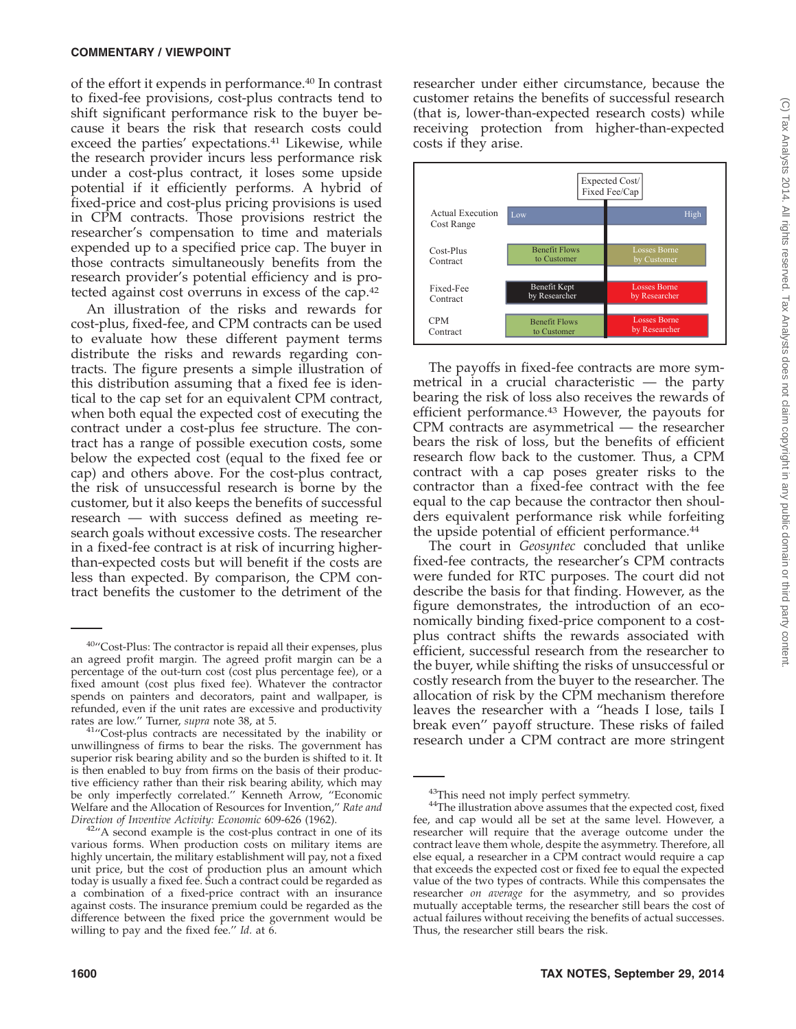of the effort it expends in performance.[40] In contrast to fixed-fee provisions, cost-plus contracts tend to shift significant performance risk to the buyer because it bears the risk that research costs could exceed the parties' expectations.[41] Likewise, while the research provider incurs less performance risk under a cost-plus contract, it loses some upside potential if it efficiently performs. A hybrid of fixed-price and cost-plus pricing provisions is used in CPM contracts. Those provisions restrict the researcher's compensation to time and materials expended up to a specified price cap. The buyer in those contracts simultaneously benefits from the research provider's potential efficiency and is protected against cost overruns in excess of the cap.[42]

An illustration of the risks and rewards for cost-plus, fixed-fee, and CPM contracts can be used to evaluate how these different payment terms distribute the risks and rewards regarding contracts. The figure presents a simple illustration of this distribution assuming that a fixed fee is identical to the cap set for an equivalent CPM contract, when both equal the expected cost of executing the contract under a cost-plus fee structure. The contract has a range of possible execution costs, some below the expected cost (equal to the fixed fee or cap) and others above. For the cost-plus contract, the risk of unsuccessful research is borne by the customer, but it also keeps the benefits of successful research — with success defined as meeting research goals without excessive costs. The researcher in a fixed-fee contract is at risk of incurring higher-than-expected costs but will benefit if the costs are less than expected. By comparison, the CPM contract benefits the customer to the detriment of the researcher under either circumstance, because the customer retains the benefits of successful research (that is, lower-than-expected research costs) while receiving protection from higher-than-expected costs if they arise.

| | Expected Cost/ Fixed Fee/Cap | |
|---|---|---|
| Actual Execution Cost Range | Low | High |
| Cost-Plus Contract | Benefit Flows to Customer | Losses Borne by Customer |
| Fixed-Fee Contract | Benefit Kept by Researcher | Losses Borne by Researcher |
| CPM Contract | Benefit Flows to Customer | Losses Borne by Researcher |

The payoffs in fixed-fee contracts are more symmetrical in a crucial characteristic — the party bearing the risk of loss also receives the rewards of efficient performance.[43] However, the payouts for CPM contracts are asymmetrical — the researcher bears the risk of loss, but the benefits of efficient research flow back to the customer. Thus, a CPM contract with a cap poses greater risks to the contractor than a fixed-fee contract with the fee equal to the cap because the contractor then shoulders equivalent performance risk while forfeiting the upside potential of efficient performance.[44]

The court in *Geosyntec* concluded that unlike fixed-fee contracts, the researcher's CPM contracts were funded for RTC purposes. The court did not describe the basis for that finding. However, as the figure demonstrates, the introduction of an economically binding fixed-price component to a cost-plus contract shifts the rewards associated with efficient, successful research from the researcher to the buyer, while shifting the risks of unsuccessful or costly research from the buyer to the researcher. The allocation of risk by the CPM mechanism therefore leaves the researcher with a "heads I lose, tails I break even" payoff structure. These risks of failed research under a CPM contract are more stringent

---

[40] "Cost-Plus: The contractor is repaid all their expenses, plus an agreed profit margin. The agreed profit margin can be a percentage of the out-turn cost (cost plus percentage fee), or a fixed amount (cost plus fixed fee). Whatever the contractor spends on painters and decorators, paint and wallpaper, is refunded, even if the unit rates are excessive and productivity rates are low." Turner, *supra* note 38, at 5.

[41] "Cost-plus contracts are necessitated by the inability or unwillingness of firms to bear the risks. The government has superior risk bearing ability and so the burden is shifted to it. It is then enabled to buy from firms on the basis of their productive efficiency rather than their risk bearing ability, which may be only imperfectly correlated." Kenneth Arrow, "Economic Welfare and the Allocation of Resources for Invention," *Rate and Direction of Inventive Activity: Economic* 609-626 (1962).

[42] "A second example is the cost-plus contract in one of its various forms. When production costs on military items are highly uncertain, the military establishment will pay, not a fixed unit price, but the cost of production plus an amount which today is usually a fixed fee. Such a contract could be regarded as a combination of a fixed-price contract with an insurance against costs. The insurance premium could be regarded as the difference between the fixed price the government would be willing to pay and the fixed fee." *Id.* at 6.

[43] This need not imply perfect symmetry.

[44] The illustration above assumes that the expected cost, fixed fee, and cap would all be set at the same level. However, a researcher will require that the average outcome under the contract leave them whole, despite the asymmetry. Therefore, all else equal, a researcher in a CPM contract would require a cap that exceeds the expected cost or fixed fee to equal the expected value of the two types of contracts. While this compensates the researcher *on average* for the asymmetry, and so provides mutually acceptable terms, the researcher still bears the cost of actual failures without receiving the benefits of actual successes. Thus, the researcher still bears the risk.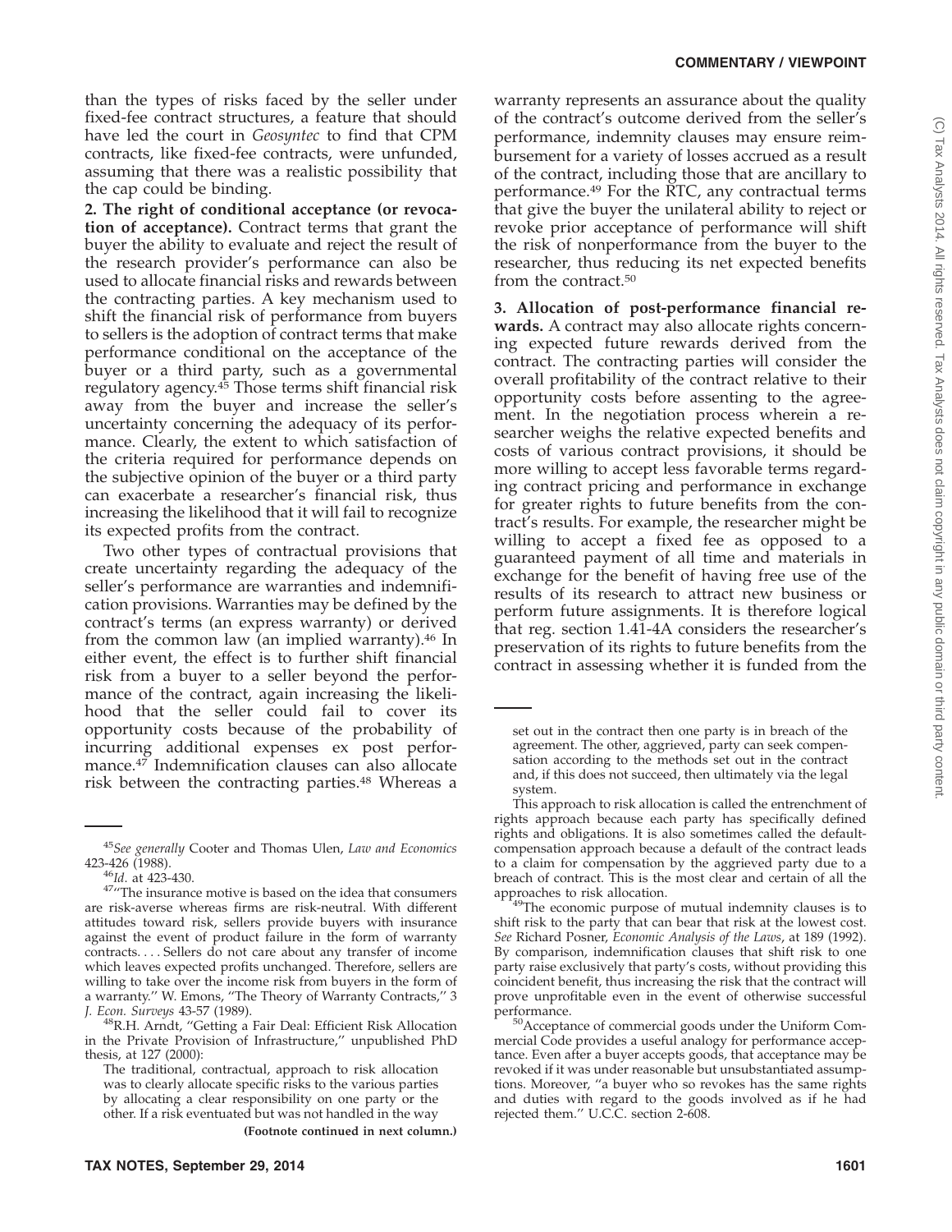than the types of risks faced by the seller under fixed-fee contract structures, a feature that should have led the court in *Geosyntec* to find that CPM contracts, like fixed-fee contracts, were unfunded, assuming that there was a realistic possibility that the cap could be binding.

**2. The right of conditional acceptance (or revocation of acceptance).** Contract terms that grant the buyer the ability to evaluate and reject the result of the research provider's performance can also be used to allocate financial risks and rewards between the contracting parties. A key mechanism used to shift the financial risk of performance from buyers to sellers is the adoption of contract terms that make performance conditional on the acceptance of the buyer or a third party, such as a governmental regulatory agency.[45] Those terms shift financial risk away from the buyer and increase the seller's uncertainty concerning the adequacy of its performance. Clearly, the extent to which satisfaction of the criteria required for performance depends on the subjective opinion of the buyer or a third party can exacerbate a researcher's financial risk, thus increasing the likelihood that it will fail to recognize its expected profits from the contract.

Two other types of contractual provisions that create uncertainty regarding the adequacy of the seller's performance are warranties and indemnification provisions. Warranties may be defined by the contract's terms (an express warranty) or derived from the common law (an implied warranty).[46] In either event, the effect is to further shift financial risk from a buyer to a seller beyond the performance of the contract, again increasing the likelihood that the seller could fail to cover its opportunity costs because of the probability of incurring additional expenses ex post performance.[47] Indemnification clauses can also allocate risk between the contracting parties.[48] Whereas a warranty represents an assurance about the quality of the contract's outcome derived from the seller's performance, indemnity clauses may ensure reimbursement for a variety of losses accrued as a result of the contract, including those that are ancillary to performance.[49] For the RTC, any contractual terms that give the buyer the unilateral ability to reject or revoke prior acceptance of performance will shift the risk of nonperformance from the buyer to the researcher, thus reducing its net expected benefits from the contract.[50]

**3. Allocation of post-performance financial rewards.** A contract may also allocate rights concerning expected future rewards derived from the contract. The contracting parties will consider the overall profitability of the contract relative to their opportunity costs before assenting to the agreement. In the negotiation process wherein a researcher weighs the relative expected benefits and costs of various contract provisions, it should be more willing to accept less favorable terms regarding contract pricing and performance in exchange for greater rights to future benefits from the contract's results. For example, the researcher might be willing to accept a fixed fee as opposed to a guaranteed payment of all time and materials in exchange for the benefit of having free use of the results of its research to attract new business or perform future assignments. It is therefore logical that reg. section 1.41-4A considers the researcher's preservation of its rights to future benefits from the contract in assessing whether it is funded from the

---

[45]*See generally* Cooter and Thomas Ulen, *Law and Economics* 423-426 (1988).

[46]*Id.* at 423-430.

[47]"The insurance motive is based on the idea that consumers are risk-averse whereas firms are risk-neutral. With different attitudes toward risk, sellers provide buyers with insurance against the event of product failure in the form of warranty contracts. . . . Sellers do not care about any transfer of income which leaves expected profits unchanged. Therefore, sellers are willing to take over the income risk from buyers in the form of a warranty." W. Emons, "The Theory of Warranty Contracts," 3 *J. Econ. Surveys* 43-57 (1989).

[48]R.H. Arndt, "Getting a Fair Deal: Efficient Risk Allocation in the Private Provision of Infrastructure," unpublished PhD thesis, at 127 (2000):

> The traditional, contractual, approach to risk allocation was to clearly allocate specific risks to the various parties by allocating a clear responsibility on one party or the other. If a risk eventuated but was not handled in the way set out in the contract then one party is in breach of the agreement. The other, aggrieved, party can seek compensation according to the methods set out in the contract and, if this does not succeed, then ultimately via the legal system.

This approach to risk allocation is called the entrenchment of rights approach because each party has specifically defined rights and obligations. It is also sometimes called the default-compensation approach because a default of the contract leads to a claim for compensation by the aggrieved party due to a breach of contract. This is the most clear and certain of all the approaches to risk allocation.

[49]The economic purpose of mutual indemnity clauses is to shift risk to the party that can bear that risk at the lowest cost. *See* Richard Posner, *Economic Analysis of the Laws*, at 189 (1992). By comparison, indemnification clauses that shift risk to one party raise exclusively that party's costs, without providing this coincident benefit, thus increasing the risk that the contract will prove unprofitable even in the event of otherwise successful performance.

[50]Acceptance of commercial goods under the Uniform Commercial Code provides a useful analogy for performance acceptance. Even after a buyer accepts goods, that acceptance may be revoked if it was under reasonable but unsubstantiated assumptions. Moreover, "a buyer who so revokes has the same rights and duties with regard to the goods involved as if he had rejected them." U.C.C. section 2-608.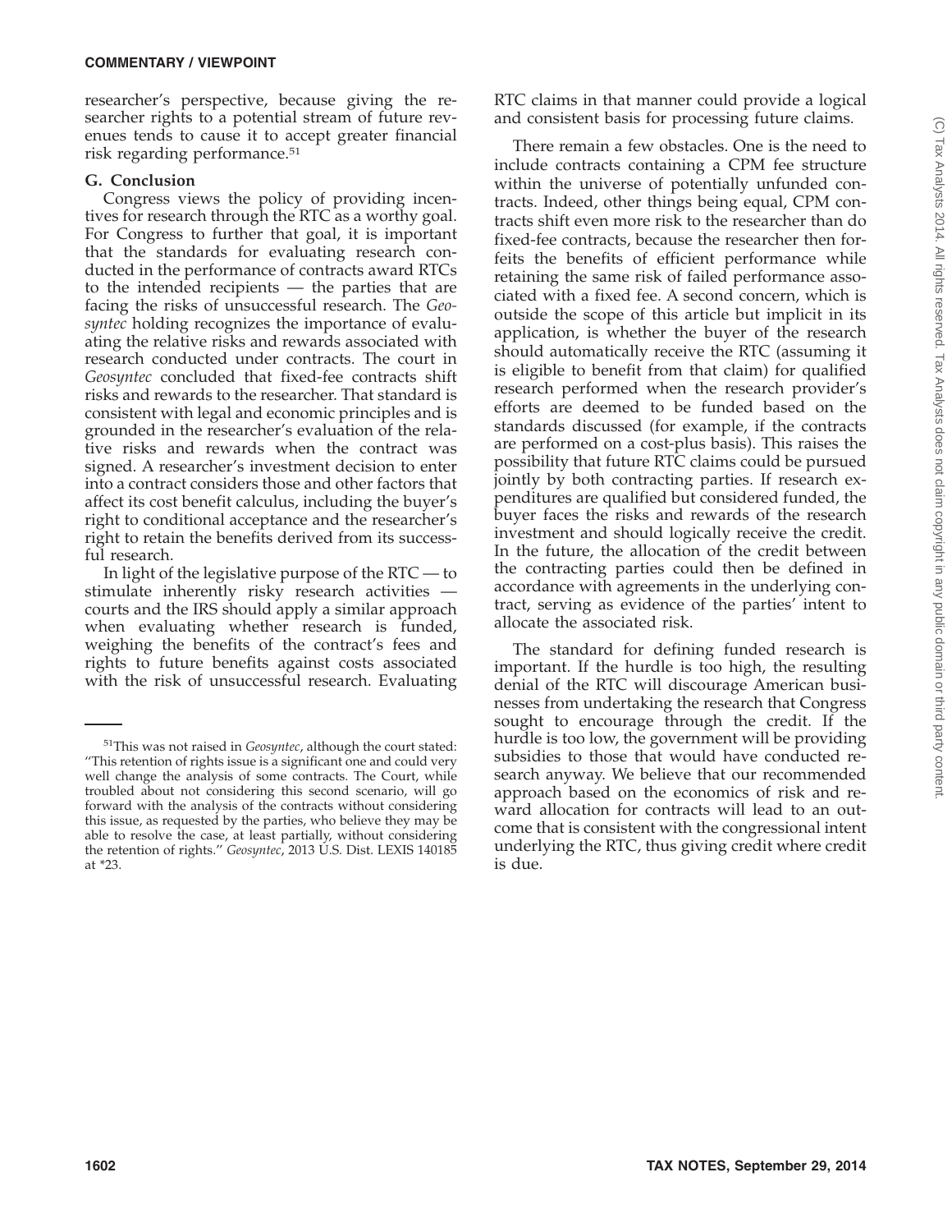researcher's perspective, because giving the researcher rights to a potential stream of future revenues tends to cause it to accept greater financial risk regarding performance.[51]

### G. Conclusion

Congress views the policy of providing incentives for research through the RTC as a worthy goal. For Congress to further that goal, it is important that the standards for evaluating research conducted in the performance of contracts award RTCs to the intended recipients — the parties that are facing the risks of unsuccessful research. The *Geosyntec* holding recognizes the importance of evaluating the relative risks and rewards associated with research conducted under contracts. The court in *Geosyntec* concluded that fixed-fee contracts shift risks and rewards to the researcher. That standard is consistent with legal and economic principles and is grounded in the researcher's evaluation of the relative risks and rewards when the contract was signed. A researcher's investment decision to enter into a contract considers those and other factors that affect its cost benefit calculus, including the buyer's right to conditional acceptance and the researcher's right to retain the benefits derived from its successful research.

In light of the legislative purpose of the RTC — to stimulate inherently risky research activities — courts and the IRS should apply a similar approach when evaluating whether research is funded, weighing the benefits of the contract's fees and rights to future benefits against costs associated with the risk of unsuccessful research. Evaluating RTC claims in that manner could provide a logical and consistent basis for processing future claims.

There remain a few obstacles. One is the need to include contracts containing a CPM fee structure within the universe of potentially unfunded contracts. Indeed, other things being equal, CPM contracts shift even more risk to the researcher than do fixed-fee contracts, because the researcher then forfeits the benefits of efficient performance while retaining the same risk of failed performance associated with a fixed fee. A second concern, which is outside the scope of this article but implicit in its application, is whether the buyer of the research should automatically receive the RTC (assuming it is eligible to benefit from that claim) for qualified research performed when the research provider's efforts are deemed to be funded based on the standards discussed (for example, if the contracts are performed on a cost-plus basis). This raises the possibility that future RTC claims could be pursued jointly by both contracting parties. If research expenditures are qualified but considered funded, the buyer faces the risks and rewards of the research investment and should logically receive the credit. In the future, the allocation of the credit between the contracting parties could then be defined in accordance with agreements in the underlying contract, serving as evidence of the parties' intent to allocate the associated risk.

The standard for defining funded research is important. If the hurdle is too high, the resulting denial of the RTC will discourage American businesses from undertaking the research that Congress sought to encourage through the credit. If the hurdle is too low, the government will be providing subsidies to those that would have conducted research anyway. We believe that our recommended approach based on the economics of risk and reward allocation for contracts will lead to an outcome that is consistent with the congressional intent underlying the RTC, thus giving credit where credit is due.

---

[51]This was not raised in *Geosyntec*, although the court stated: "This retention of rights issue is a significant one and could very well change the analysis of some contracts. The Court, while troubled about not considering this second scenario, will go forward with the analysis of the contracts without considering this issue, as requested by the parties, who believe they may be able to resolve the case, at least partially, without considering the retention of rights." *Geosyntec*, 2013 U.S. Dist. LEXIS 140185 at *23.